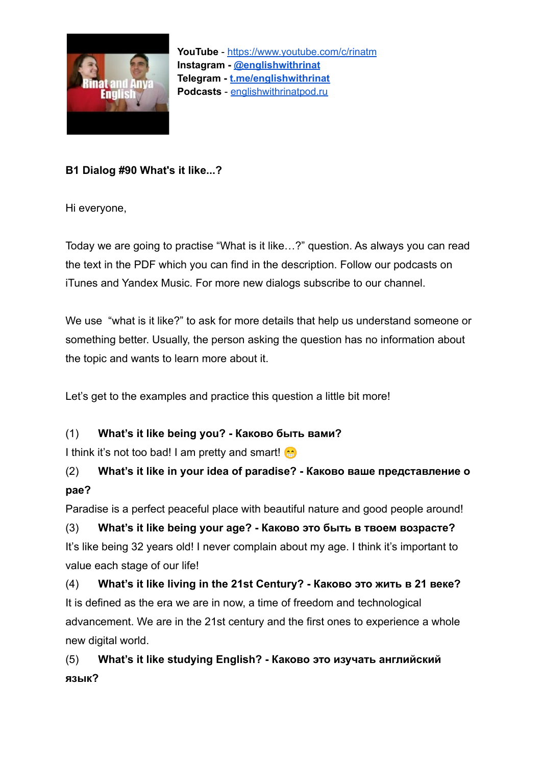**YouTube** - [https://www.youtube.com/c/rinatm](https://www.youtube.com/c/rinatm)
**Instagram** - **[@englishwithrinat](#)**
**Telegram** - **[t.me/englishwithrinat](#)**
**Podcasts** - [englishwithrinatpod.ru](#)

**B1 Dialog #90 What's it like...?**

Hi everyone,

Today we are going to practise "What is it like…?" question. As always you can read the text in the PDF which you can find in the description. Follow our podcasts on iTunes and Yandex Music. For more new dialogs subscribe to our channel.

We use "what is it like?" to ask for more details that help us understand someone or something better. Usually, the person asking the question has no information about the topic and wants to learn more about it.

Let's get to the examples and practice this question a little bit more!

(1) **What's it like being you? - Каково быть вами?**
I think it's not too bad! I am pretty and smart! 😁

(2) **What's it like in your idea of paradise? - Каково ваше представление о рае?**
Paradise is a perfect peaceful place with beautiful nature and good people around!

(3) **What's it like being your age? - Каково это быть в твоем возрасте?**
It's like being 32 years old! I never complain about my age. I think it's important to value each stage of our life!

(4) **What's it like living in the 21st Century? - Каково это жить в 21 веке?**
It is defined as the era we are in now, a time of freedom and technological advancement. We are in the 21st century and the first ones to experience a whole new digital world.

(5) **What's it like studying English? - Каково это изучать английский язык?**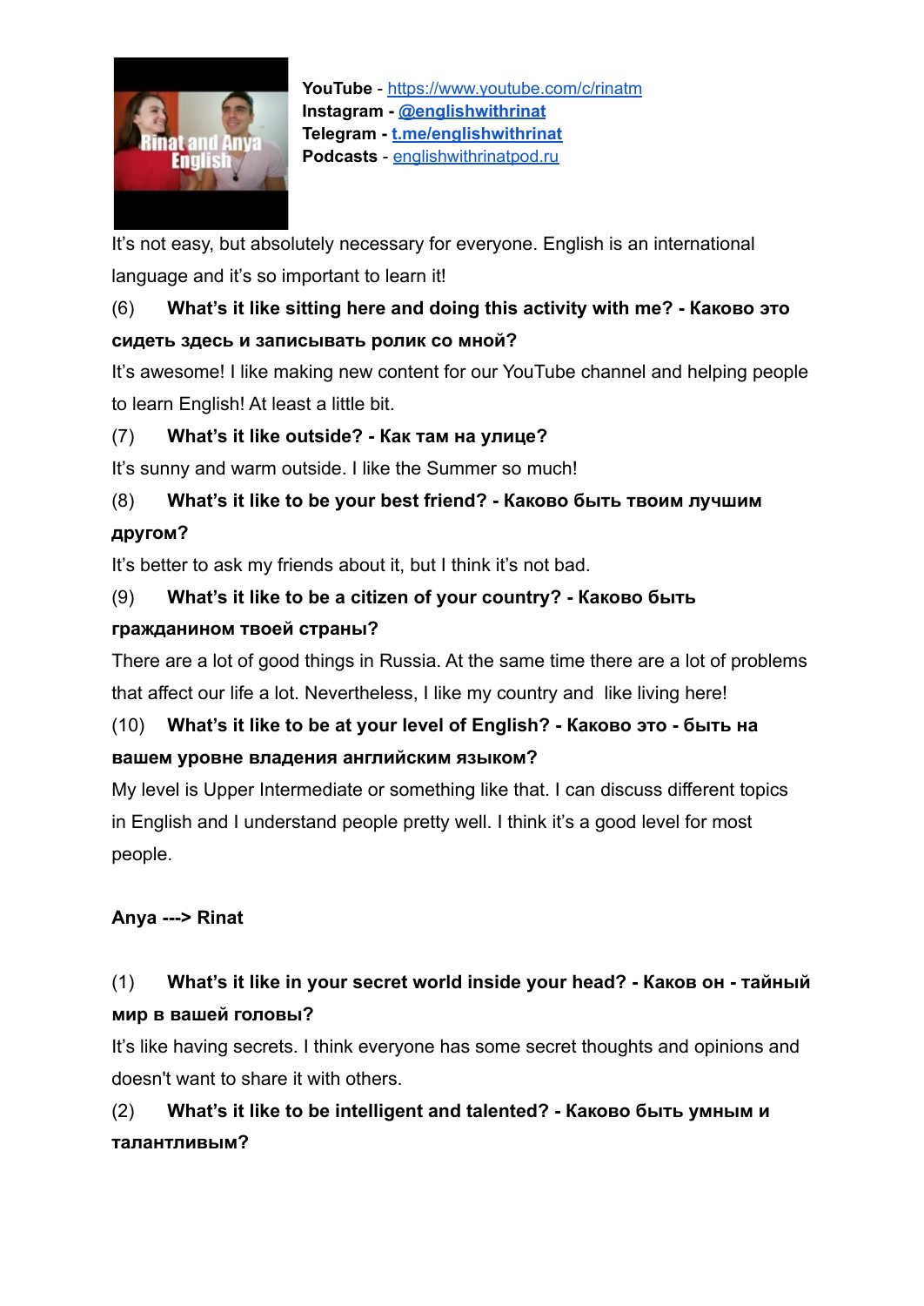**YouTube** - https://www.youtube.com/c/rinatm
**Instagram** - **@englishwithrinat**
**Telegram** - **t.me/englishwithrinat**
**Podcasts** - englishwithrinatpod.ru

It's not easy, but absolutely necessary for everyone. English is an international language and it's so important to learn it!

(6) **What's it like sitting here and doing this activity with me? - Каково это сидеть здесь и записывать ролик со мной?**

It's awesome! I like making new content for our YouTube channel and helping people to learn English! At least a little bit.

(7) **What's it like outside? - Как там на улице?**

It's sunny and warm outside. I like the Summer so much!

(8) **What's it like to be your best friend? - Каково быть твоим лучшим другом?**

It's better to ask my friends about it, but I think it's not bad.

(9) **What's it like to be a citizen of your country? - Каково быть гражданином твоей страны?**

There are a lot of good things in Russia. At the same time there are a lot of problems that affect our life a lot. Nevertheless, I like my country and like living here!

(10) **What's it like to be at your level of English? - Каково это - быть на вашем уровне владения английским языком?**

My level is Upper Intermediate or something like that. I can discuss different topics in English and I understand people pretty well. I think it's a good level for most people.

**Anya ---> Rinat**

(1) **What's it like in your secret world inside your head? - Каков он - тайный мир в вашей головы?**

It's like having secrets. I think everyone has some secret thoughts and opinions and doesn't want to share it with others.

(2) **What's it like to be intelligent and talented? - Каково быть умным и талантливым?**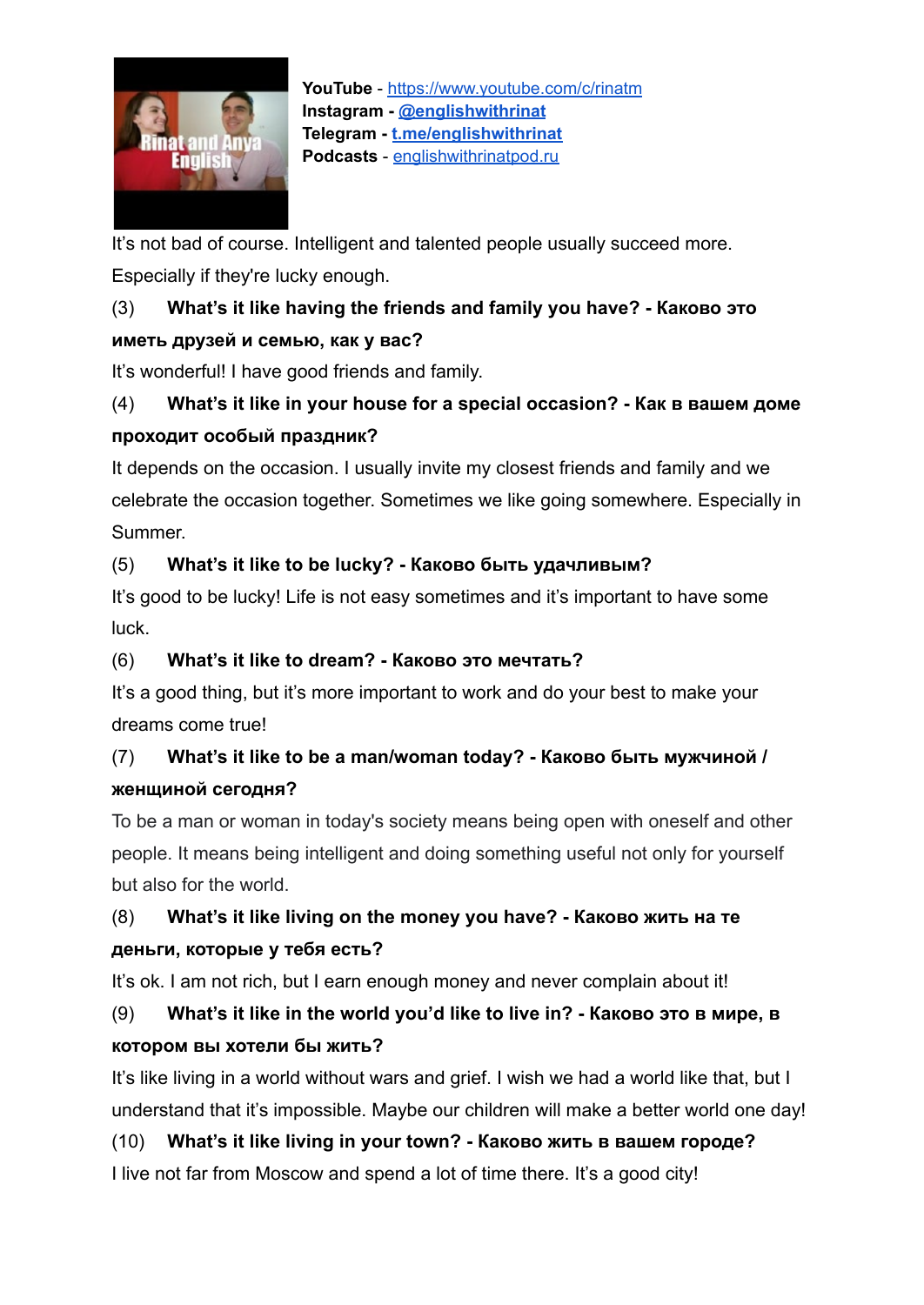**YouTube** - https://www.youtube.com/c/rinatm
**Instagram** - **@englishwithrinat**
**Telegram** - **t.me/englishwithrinat**
**Podcasts** - englishwithrinatpod.ru

It's not bad of course. Intelligent and talented people usually succeed more. Especially if they're lucky enough.

(3) **What's it like having the friends and family you have? - Каково это иметь друзей и семью, как у вас?**

It's wonderful! I have good friends and family.

(4) **What's it like in your house for a special occasion? - Как в вашем доме проходит особый праздник?**

It depends on the occasion. I usually invite my closest friends and family and we celebrate the occasion together. Sometimes we like going somewhere. Especially in Summer.

(5) **What's it like to be lucky? - Каково быть удачливым?**

It's good to be lucky! Life is not easy sometimes and it's important to have some luck.

(6) **What's it like to dream? - Каково это мечтать?**

It's a good thing, but it's more important to work and do your best to make your dreams come true!

(7) **What's it like to be a man/woman today? - Каково быть мужчиной / женщиной сегодня?**

To be a man or woman in today's society means being open with oneself and other people. It means being intelligent and doing something useful not only for yourself but also for the world.

(8) **What's it like living on the money you have? - Каково жить на те деньги, которые у тебя есть?**

It's ok. I am not rich, but I earn enough money and never complain about it!

(9) **What's it like in the world you'd like to live in? - Каково это в мире, в котором вы хотели бы жить?**

It's like living in a world without wars and grief. I wish we had a world like that, but I understand that it's impossible. Maybe our children will make a better world one day!

(10) **What's it like living in your town? - Каково жить в вашем городе?**

I live not far from Moscow and spend a lot of time there. It's a good city!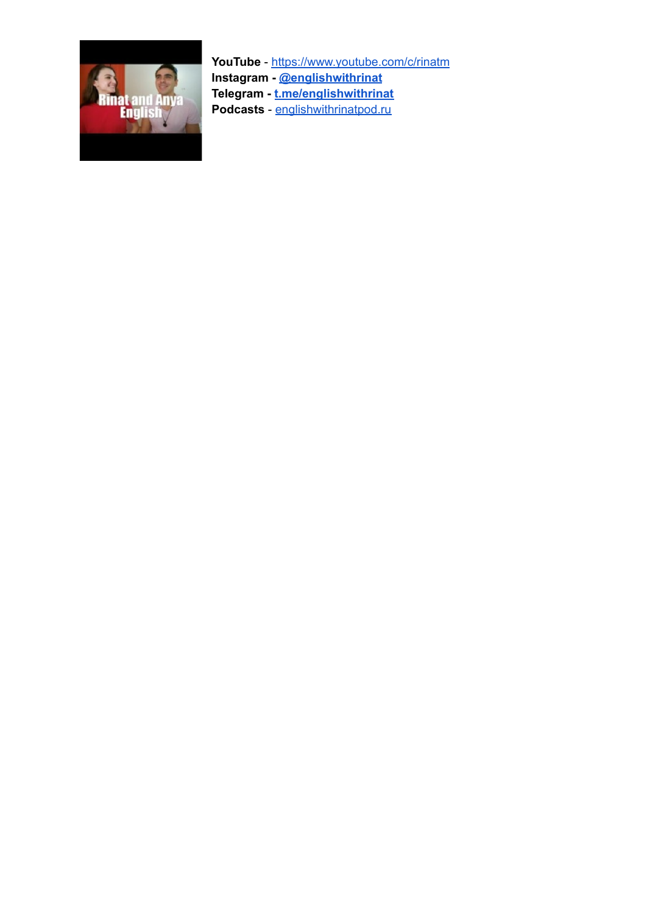**YouTube** - https://www.youtube.com/c/rinatm
**Instagram - @englishwithrinat**
**Telegram - t.me/englishwithrinat**
**Podcasts** - englishwithrinatpod.ru